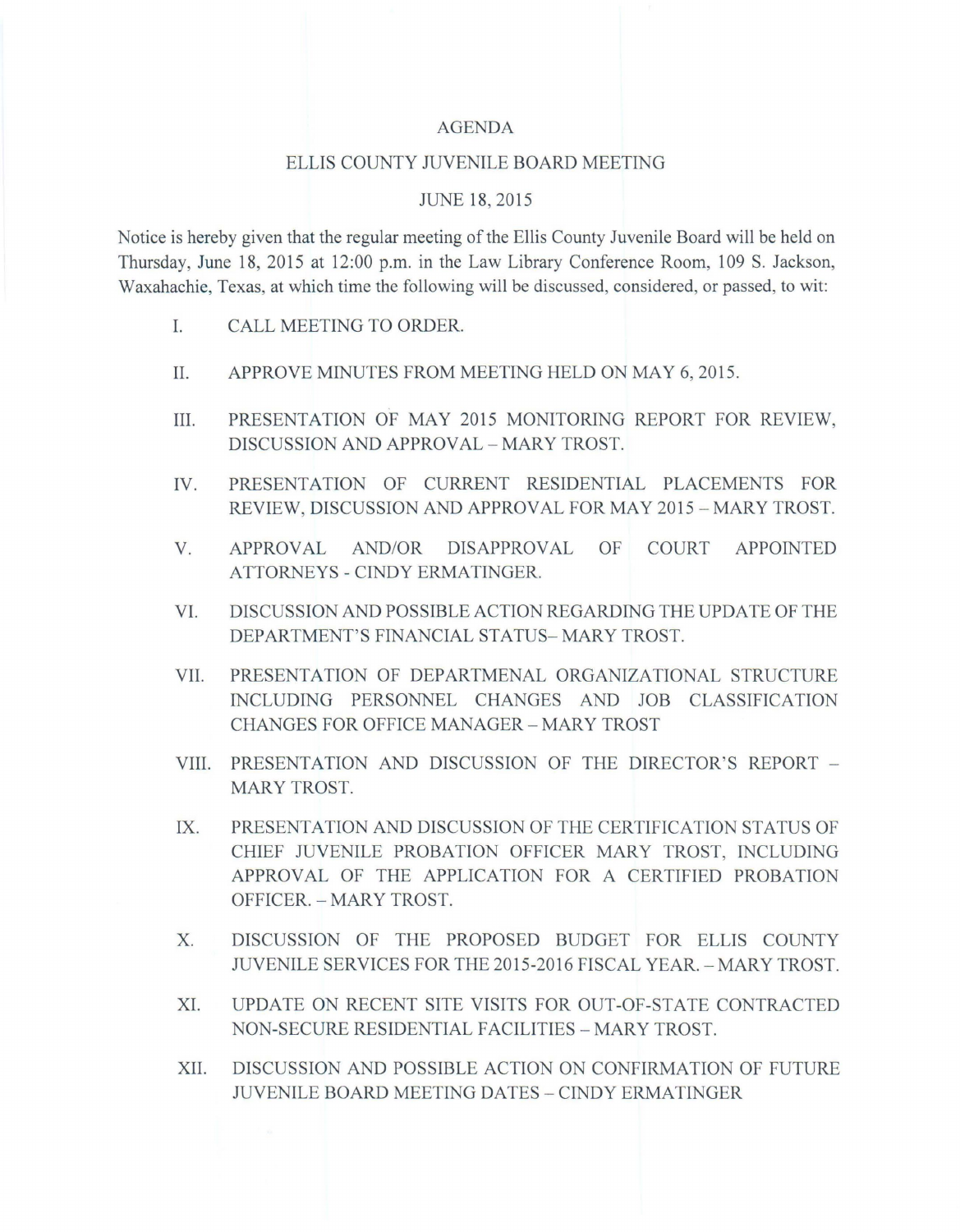# AGENDA

## ELLIS COUNTY JUVENILE BOARD MEETING

## JUNE 18, 2015

Notice is hereby given that the regular meeting of the Ellis County Juvenile Board will be held on Thursday, June 18, 2015 at 12:00 p.m. in the Law Library Conference Room, 109 S. Jackson, Waxahachie, Texas, at which time the following will be discussed, considered, or passed, to wit:

I. CALL MEETING TO ORDER.

II. APPROVE MINUTES FROM MEETING HELD ON MAY 6, 2015.

III. PRESENTATION OF MAY 2015 MONITORING REPORT FOR REVIEW, DISCUSSION AND APPROVAL – MARY TROST.

IV. PRESENTATION OF CURRENT RESIDENTIAL PLACEMENTS FOR REVIEW, DISCUSSION AND APPROVAL FOR MAY 2015 – MARY TROST.

V. APPROVAL AND/OR DISAPPROVAL OF COURT APPOINTED ATTORNEYS - CINDY ERMATINGER.

VI. DISCUSSION AND POSSIBLE ACTION REGARDING THE UPDATE OF THE DEPARTMENT'S FINANCIAL STATUS– MARY TROST.

VII. PRESENTATION OF DEPARTMENAL ORGANIZATIONAL STRUCTURE INCLUDING PERSONNEL CHANGES AND JOB CLASSIFICATION CHANGES FOR OFFICE MANAGER – MARY TROST

VIII. PRESENTATION AND DISCUSSION OF THE DIRECTOR'S REPORT – MARY TROST.

IX. PRESENTATION AND DISCUSSION OF THE CERTIFICATION STATUS OF CHIEF JUVENILE PROBATION OFFICER MARY TROST, INCLUDING APPROVAL OF THE APPLICATION FOR A CERTIFIED PROBATION OFFICER. – MARY TROST.

X. DISCUSSION OF THE PROPOSED BUDGET FOR ELLIS COUNTY JUVENILE SERVICES FOR THE 2015-2016 FISCAL YEAR. – MARY TROST.

XI. UPDATE ON RECENT SITE VISITS FOR OUT-OF-STATE CONTRACTED NON-SECURE RESIDENTIAL FACILITIES – MARY TROST.

XII. DISCUSSION AND POSSIBLE ACTION ON CONFIRMATION OF FUTURE JUVENILE BOARD MEETING DATES – CINDY ERMATINGER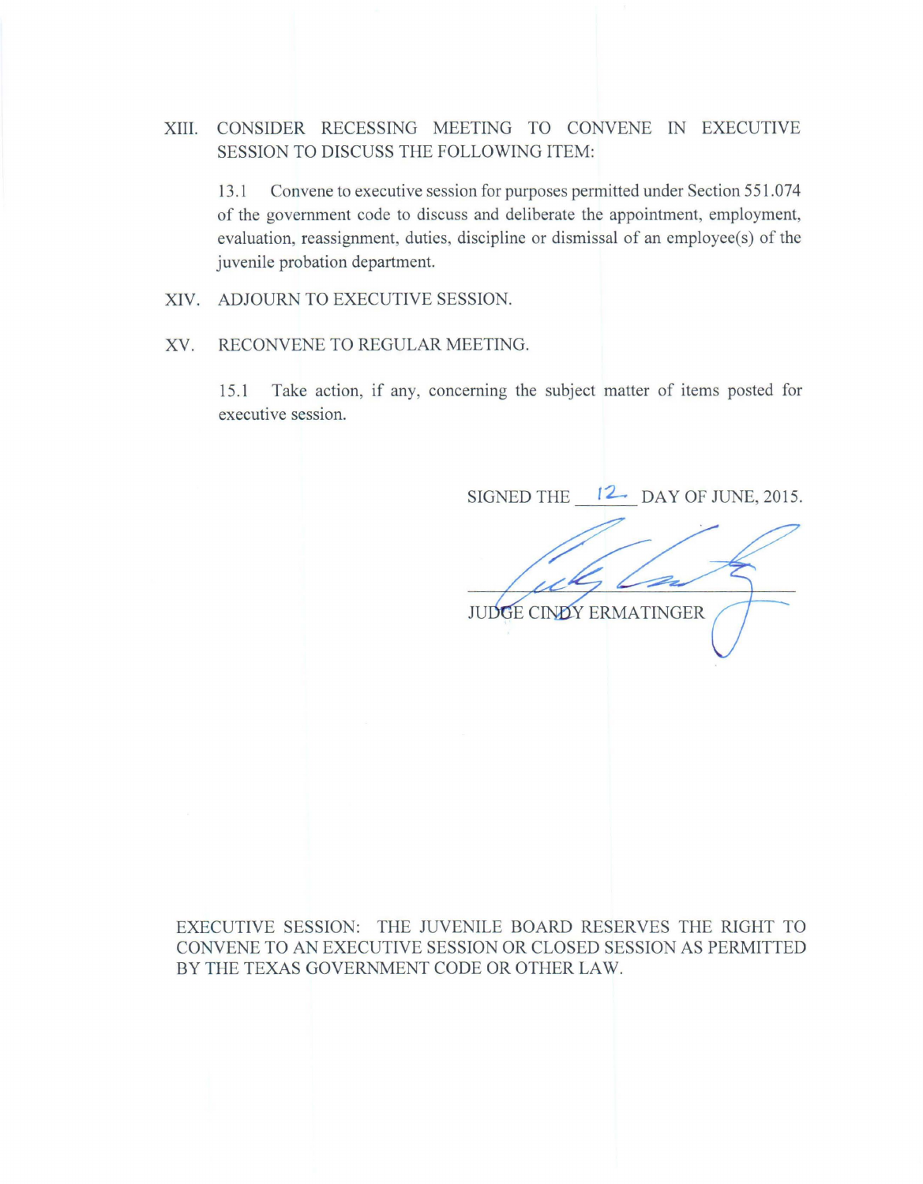XIII. CONSIDER RECESSING MEETING TO CONVENE IN EXECUTIVE SESSION TO DISCUSS THE FOLLOWING ITEM:

13.1 Convene to executive session for purposes permitted under Section 551.074 of the government code to discuss and deliberate the appointment, employment, evaluation, reassignment, duties, discipline or dismissal of an employee(s) of the juvenile probation department.

XIV. ADJOURN TO EXECUTIVE SESSION.

XV. RECONVENE TO REGULAR MEETING.

15.1 Take action, if any, concerning the subject matter of items posted for executive session.

SIGNED THE 12 DAY OF JUNE, 2015.

JUDGE CINDY ERMATINGER

EXECUTIVE SESSION: THE JUVENILE BOARD RESERVES THE RIGHT TO CONVENE TO AN EXECUTIVE SESSION OR CLOSED SESSION AS PERMITTED BY THE TEXAS GOVERNMENT CODE OR OTHER LAW.